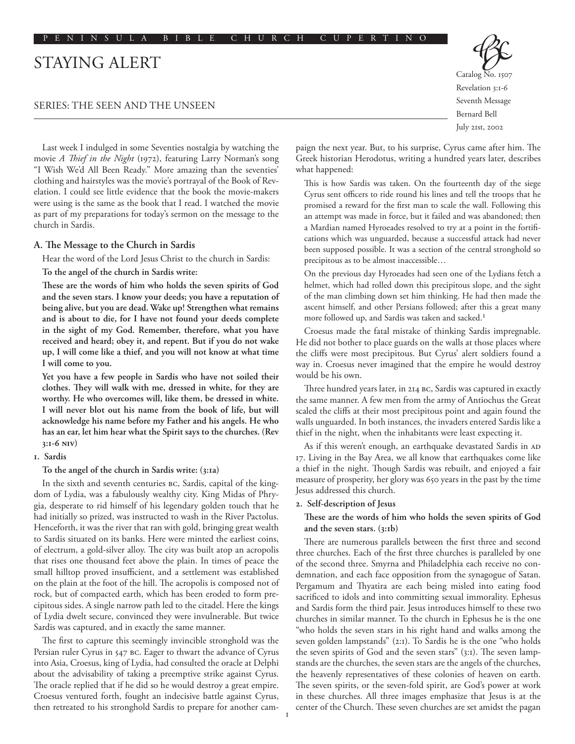PENINSULA BIBLE CHURCH CUPERTINO

# STAYING ALERT

## SERIES: THE SEEN AND THE UNSEEN

Catalog No. 1507
Revelation 3:1-6
Seventh Message
Bernard Bell
July 21st, 2002

Last week I indulged in some Seventies nostalgia by watching the movie *A Thief in the Night* (1972), featuring Larry Norman's song "I Wish We'd All Been Ready." More amazing than the seventies' clothing and hairstyles was the movie's portrayal of the Book of Revelation. I could see little evidence that the book the movie-makers were using is the same as the book that I read. I watched the movie as part of my preparations for today's sermon on the message to the church in Sardis.

### A. The Message to the Church in Sardis

Hear the word of the Lord Jesus Christ to the church in Sardis:

**To the angel of the church in Sardis write:**

**These are the words of him who holds the seven spirits of God and the seven stars. I know your deeds; you have a reputation of being alive, but you are dead. Wake up! Strengthen what remains and is about to die, for I have not found your deeds complete in the sight of my God. Remember, therefore, what you have received and heard; obey it, and repent. But if you do not wake up, I will come like a thief, and you will not know at what time I will come to you.**

**Yet you have a few people in Sardis who have not soiled their clothes. They will walk with me, dressed in white, for they are worthy. He who overcomes will, like them, be dressed in white. I will never blot out his name from the book of life, but will acknowledge his name before my Father and his angels. He who has an ear, let him hear what the Spirit says to the churches. (Rev 3:1-6 NIV)**

#### 1. Sardis

**To the angel of the church in Sardis write: (3:1a)**

In the sixth and seventh centuries BC, Sardis, capital of the kingdom of Lydia, was a fabulously wealthy city. King Midas of Phrygia, desperate to rid himself of his legendary golden touch that he had initially so prized, was instructed to wash in the River Pactolus. Henceforth, it was the river that ran with gold, bringing great wealth to Sardis situated on its banks. Here were minted the earliest coins, of electrum, a gold-silver alloy. The city was built atop an acropolis that rises one thousand feet above the plain. In times of peace the small hilltop proved insufficient, and a settlement was established on the plain at the foot of the hill. The acropolis is composed not of rock, but of compacted earth, which has been eroded to form precipitous sides. A single narrow path led to the citadel. Here the kings of Lydia dwelt secure, convinced they were invulnerable. But twice Sardis was captured, and in exactly the same manner.

The first to capture this seemingly invincible stronghold was the Persian ruler Cyrus in 547 BC. Eager to thwart the advance of Cyrus into Asia, Croesus, king of Lydia, had consulted the oracle at Delphi about the advisability of taking a preemptive strike against Cyrus. The oracle replied that if he did so he would destroy a great empire. Croesus ventured forth, fought an indecisive battle against Cyrus, then retreated to his stronghold Sardis to prepare for another campaign the next year. But, to his surprise, Cyrus came after him. The Greek historian Herodotus, writing a hundred years later, describes what happened:

> This is how Sardis was taken. On the fourteenth day of the siege Cyrus sent officers to ride round his lines and tell the troops that he promised a reward for the first man to scale the wall. Following this an attempt was made in force, but it failed and was abandoned; then a Mardian named Hyroeades resolved to try at a point in the fortifications which was unguarded, because a successful attack had never been supposed possible. It was a section of the central stronghold so precipitous as to be almost inaccessible…
>
> On the previous day Hyroeades had seen one of the Lydians fetch a helmet, which had rolled down this precipitous slope, and the sight of the man climbing down set him thinking. He had then made the ascent himself, and other Persians followed; after this a great many more followed up, and Sardis was taken and sacked.[1]

Croesus made the fatal mistake of thinking Sardis impregnable. He did not bother to place guards on the walls at those places where the cliffs were most precipitous. But Cyrus' alert soldiers found a way in. Croesus never imagined that the empire he would destroy would be his own.

Three hundred years later, in 214 BC, Sardis was captured in exactly the same manner. A few men from the army of Antiochus the Great scaled the cliffs at their most precipitous point and again found the walls unguarded. In both instances, the invaders entered Sardis like a thief in the night, when the inhabitants were least expecting it.

As if this weren't enough, an earthquake devastated Sardis in AD 17. Living in the Bay Area, we all know that earthquakes come like a thief in the night. Though Sardis was rebuilt, and enjoyed a fair measure of prosperity, her glory was 650 years in the past by the time Jesus addressed this church.

#### 2. Self-description of Jesus

**These are the words of him who holds the seven spirits of God and the seven stars. (3:1b)**

There are numerous parallels between the first three and second three churches. Each of the first three churches is paralleled by one of the second three. Smyrna and Philadelphia each receive no condemnation, and each face opposition from the synagogue of Satan. Pergamum and Thyatira are each being misled into eating food sacrificed to idols and into committing sexual immorality. Ephesus and Sardis form the third pair. Jesus introduces himself to these two churches in similar manner. To the church in Ephesus he is the one "who holds the seven stars in his right hand and walks among the seven golden lampstands" (2:1). To Sardis he is the one "who holds the seven spirits of God and the seven stars" (3:1). The seven lampstands are the churches, the seven stars are the angels of the churches, the heavenly representatives of these colonies of heaven on earth. The seven spirits, or the seven-fold spirit, are God's power at work in these churches. All three images emphasize that Jesus is at the center of the Church. These seven churches are set amidst the pagan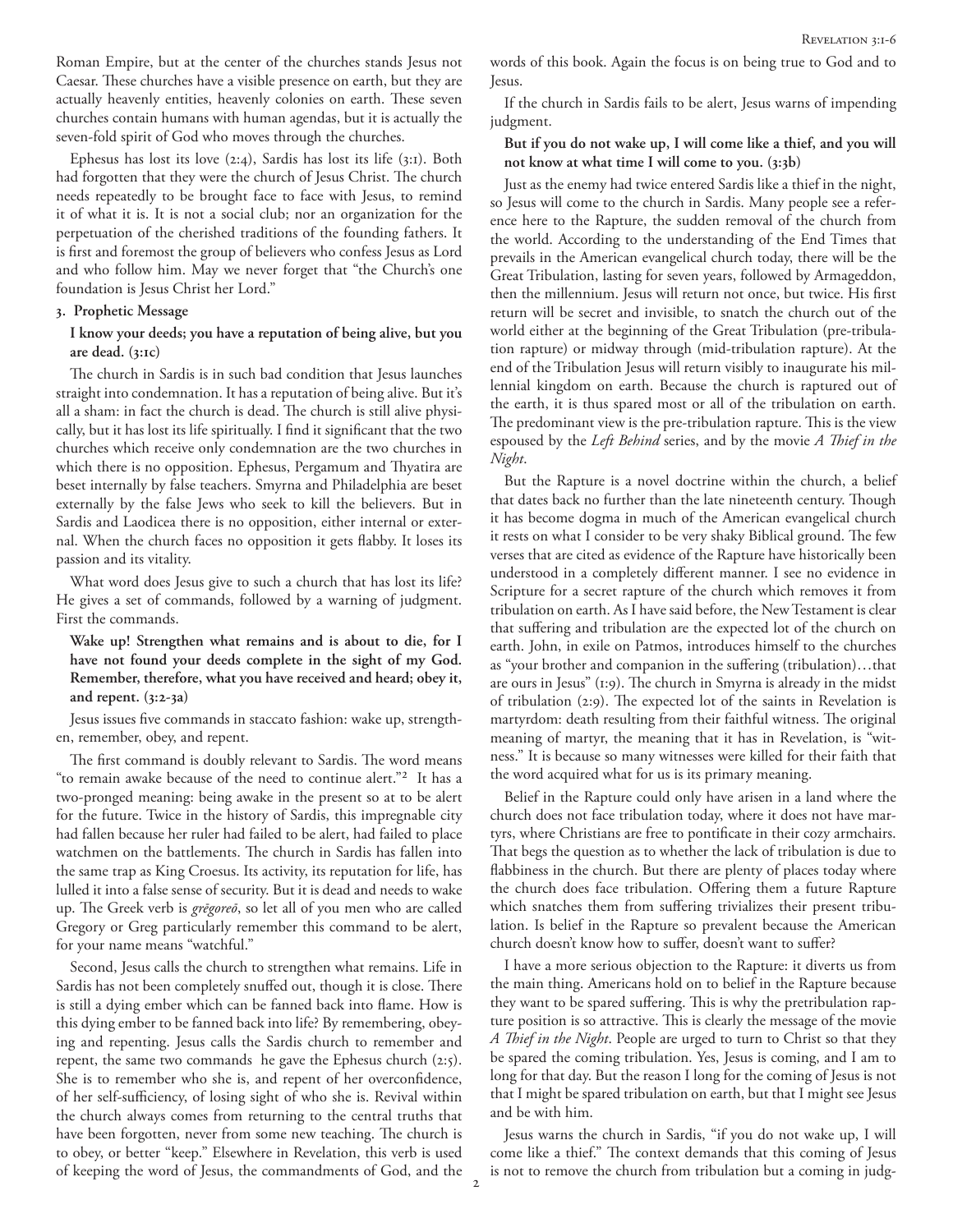Roman Empire, but at the center of the churches stands Jesus not Caesar. These churches have a visible presence on earth, but they are actually heavenly entities, heavenly colonies on earth. These seven churches contain humans with human agendas, but it is actually the seven-fold spirit of God who moves through the churches.

Ephesus has lost its love (2:4), Sardis has lost its life (3:1). Both had forgotten that they were the church of Jesus Christ. The church needs repeatedly to be brought face to face with Jesus, to remind it of what it is. It is not a social club; nor an organization for the perpetuation of the cherished traditions of the founding fathers. It is first and foremost the group of believers who confess Jesus as Lord and who follow him. May we never forget that "the Church's one foundation is Jesus Christ her Lord."

### 3. Prophetic Message

**I know your deeds; you have a reputation of being alive, but you are dead. (3:1c)**

The church in Sardis is in such bad condition that Jesus launches straight into condemnation. It has a reputation of being alive. But it's all a sham: in fact the church is dead. The church is still alive physically, but it has lost its life spiritually. I find it significant that the two churches which receive only condemnation are the two churches in which there is no opposition. Ephesus, Pergamum and Thyatira are beset internally by false teachers. Smyrna and Philadelphia are beset externally by the false Jews who seek to kill the believers. But in Sardis and Laodicea there is no opposition, either internal or external. When the church faces no opposition it gets flabby. It loses its passion and its vitality.

What word does Jesus give to such a church that has lost its life? He gives a set of commands, followed by a warning of judgment. First the commands.

**Wake up! Strengthen what remains and is about to die, for I have not found your deeds complete in the sight of my God. Remember, therefore, what you have received and heard; obey it, and repent. (3:2-3a)**

Jesus issues five commands in staccato fashion: wake up, strengthen, remember, obey, and repent.

The first command is doubly relevant to Sardis. The word means "to remain awake because of the need to continue alert."[2] It has a two-pronged meaning: being awake in the present so at to be alert for the future. Twice in the history of Sardis, this impregnable city had fallen because her ruler had failed to be alert, had failed to place watchmen on the battlements. The church in Sardis has fallen into the same trap as King Croesus. Its activity, its reputation for life, has lulled it into a false sense of security. But it is dead and needs to wake up. The Greek verb is *grēgoreō*, so let all of you men who are called Gregory or Greg particularly remember this command to be alert, for your name means "watchful."

Second, Jesus calls the church to strengthen what remains. Life in Sardis has not been completely snuffed out, though it is close. There is still a dying ember which can be fanned back into flame. How is this dying ember to be fanned back into life? By remembering, obeying and repenting. Jesus calls the Sardis church to remember and repent, the same two commands he gave the Ephesus church (2:5). She is to remember who she is, and repent of her overconfidence, of her self-sufficiency, of losing sight of who she is. Revival within the church always comes from returning to the central truths that have been forgotten, never from some new teaching. The church is to obey, or better "keep." Elsewhere in Revelation, this verb is used of keeping the word of Jesus, the commandments of God, and the words of this book. Again the focus is on being true to God and to Jesus.

If the church in Sardis fails to be alert, Jesus warns of impending judgment.

**But if you do not wake up, I will come like a thief, and you will not know at what time I will come to you. (3:3b)**

Just as the enemy had twice entered Sardis like a thief in the night, so Jesus will come to the church in Sardis. Many people see a reference here to the Rapture, the sudden removal of the church from the world. According to the understanding of the End Times that prevails in the American evangelical church today, there will be the Great Tribulation, lasting for seven years, followed by Armageddon, then the millennium. Jesus will return not once, but twice. His first return will be secret and invisible, to snatch the church out of the world either at the beginning of the Great Tribulation (pre-tribulation rapture) or midway through (mid-tribulation rapture). At the end of the Tribulation Jesus will return visibly to inaugurate his millennial kingdom on earth. Because the church is raptured out of the earth, it is thus spared most or all of the tribulation on earth. The predominant view is the pre-tribulation rapture. This is the view espoused by the *Left Behind* series, and by the movie *A Thief in the Night*.

But the Rapture is a novel doctrine within the church, a belief that dates back no further than the late nineteenth century. Though it has become dogma in much of the American evangelical church it rests on what I consider to be very shaky Biblical ground. The few verses that are cited as evidence of the Rapture have historically been understood in a completely different manner. I see no evidence in Scripture for a secret rapture of the church which removes it from tribulation on earth. As I have said before, the New Testament is clear that suffering and tribulation are the expected lot of the church on earth. John, in exile on Patmos, introduces himself to the churches as "your brother and companion in the suffering (tribulation)…that are ours in Jesus" (1:9). The church in Smyrna is already in the midst of tribulation (2:9). The expected lot of the saints in Revelation is martyrdom: death resulting from their faithful witness. The original meaning of martyr, the meaning that it has in Revelation, is "witness." It is because so many witnesses were killed for their faith that the word acquired what for us is its primary meaning.

Belief in the Rapture could only have arisen in a land where the church does not face tribulation today, where it does not have martyrs, where Christians are free to pontificate in their cozy armchairs. That begs the question as to whether the lack of tribulation is due to flabbiness in the church. But there are plenty of places today where the church does face tribulation. Offering them a future Rapture which snatches them from suffering trivializes their present tribulation. Is belief in the Rapture so prevalent because the American church doesn't know how to suffer, doesn't want to suffer?

I have a more serious objection to the Rapture: it diverts us from the main thing. Americans hold on to belief in the Rapture because they want to be spared suffering. This is why the pretribulation rapture position is so attractive. This is clearly the message of the movie *A Thief in the Night*. People are urged to turn to Christ so that they be spared the coming tribulation. Yes, Jesus is coming, and I am to long for that day. But the reason I long for the coming of Jesus is not that I might be spared tribulation on earth, but that I might see Jesus and be with him.

Jesus warns the church in Sardis, "if you do not wake up, I will come like a thief." The context demands that this coming of Jesus is not to remove the church from tribulation but a coming in judg-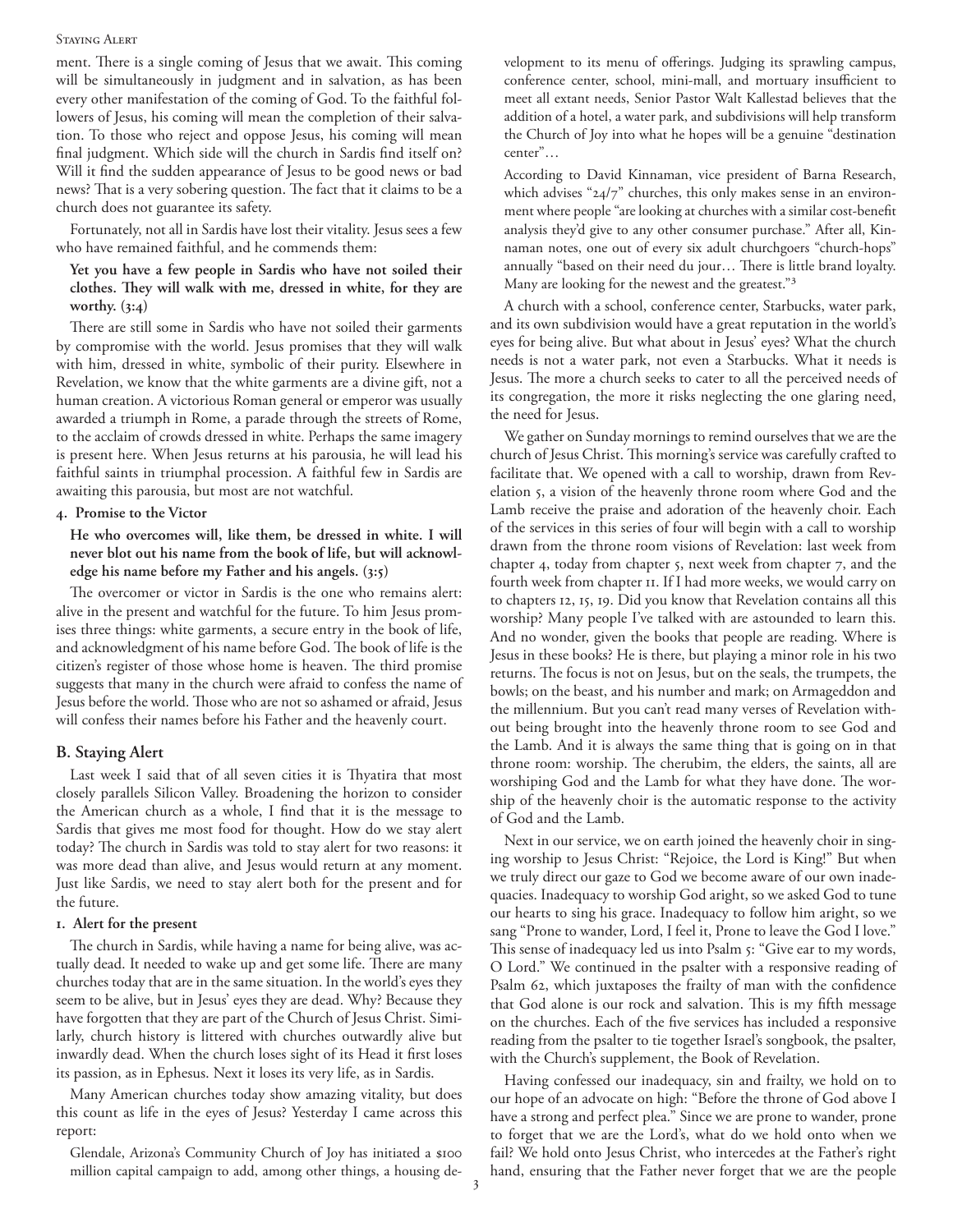ment. There is a single coming of Jesus that we await. This coming will be simultaneously in judgment and in salvation, as has been every other manifestation of the coming of God. To the faithful followers of Jesus, his coming will mean the completion of their salvation. To those who reject and oppose Jesus, his coming will mean final judgment. Which side will the church in Sardis find itself on? Will it find the sudden appearance of Jesus to be good news or bad news? That is a very sobering question. The fact that it claims to be a church does not guarantee its safety.

Fortunately, not all in Sardis have lost their vitality. Jesus sees a few who have remained faithful, and he commends them:

> **Yet you have a few people in Sardis who have not soiled their clothes. They will walk with me, dressed in white, for they are worthy. (3:4)**

There are still some in Sardis who have not soiled their garments by compromise with the world. Jesus promises that they will walk with him, dressed in white, symbolic of their purity. Elsewhere in Revelation, we know that the white garments are a divine gift, not a human creation. A victorious Roman general or emperor was usually awarded a triumph in Rome, a parade through the streets of Rome, to the acclaim of crowds dressed in white. Perhaps the same imagery is present here. When Jesus returns at his parousia, he will lead his faithful saints in triumphal procession. A faithful few in Sardis are awaiting this parousia, but most are not watchful.

#### 4. Promise to the Victor

> **He who overcomes will, like them, be dressed in white. I will never blot out his name from the book of life, but will acknowledge his name before my Father and his angels. (3:5)**

The overcomer or victor in Sardis is the one who remains alert: alive in the present and watchful for the future. To him Jesus promises three things: white garments, a secure entry in the book of life, and acknowledgment of his name before God. The book of life is the citizen's register of those whose home is heaven. The third promise suggests that many in the church were afraid to confess the name of Jesus before the world. Those who are not so ashamed or afraid, Jesus will confess their names before his Father and the heavenly court.

### B. Staying Alert

Last week I said that of all seven cities it is Thyatira that most closely parallels Silicon Valley. Broadening the horizon to consider the American church as a whole, I find that it is the message to Sardis that gives me most food for thought. How do we stay alert today? The church in Sardis was told to stay alert for two reasons: it was more dead than alive, and Jesus would return at any moment. Just like Sardis, we need to stay alert both for the present and for the future.

#### 1. Alert for the present

The church in Sardis, while having a name for being alive, was actually dead. It needed to wake up and get some life. There are many churches today that are in the same situation. In the world's eyes they seem to be alive, but in Jesus' eyes they are dead. Why? Because they have forgotten that they are part of the Church of Jesus Christ. Similarly, church history is littered with churches outwardly alive but inwardly dead. When the church loses sight of its Head it first loses its passion, as in Ephesus. Next it loses its very life, as in Sardis.

Many American churches today show amazing vitality, but does this count as life in the eyes of Jesus? Yesterday I came across this report:

> Glendale, Arizona's Community Church of Joy has initiated a $100 million capital campaign to add, among other things, a housing development to its menu of offerings. Judging its sprawling campus, conference center, school, mini-mall, and mortuary insufficient to meet all extant needs, Senior Pastor Walt Kallestad believes that the addition of a hotel, a water park, and subdivisions will help transform the Church of Joy into what he hopes will be a genuine "destination center"…
>
> According to David Kinnaman, vice president of Barna Research, which advises "24/7" churches, this only makes sense in an environment where people "are looking at churches with a similar cost-benefit analysis they'd give to any other consumer purchase." After all, Kinnaman notes, one out of every six adult churchgoers "church-hops" annually "based on their need du jour… There is little brand loyalty. Many are looking for the newest and the greatest."[3]

A church with a school, conference center, Starbucks, water park, and its own subdivision would have a great reputation in the world's eyes for being alive. But what about in Jesus' eyes? What the church needs is not a water park, not even a Starbucks. What it needs is Jesus. The more a church seeks to cater to all the perceived needs of its congregation, the more it risks neglecting the one glaring need, the need for Jesus.

We gather on Sunday mornings to remind ourselves that we are the church of Jesus Christ. This morning's service was carefully crafted to facilitate that. We opened with a call to worship, drawn from Revelation 5, a vision of the heavenly throne room where God and the Lamb receive the praise and adoration of the heavenly choir. Each of the services in this series of four will begin with a call to worship drawn from the throne room visions of Revelation: last week from chapter 4, today from chapter 5, next week from chapter 7, and the fourth week from chapter 11. If I had more weeks, we would carry on to chapters 12, 15, 19. Did you know that Revelation contains all this worship? Many people I've talked with are astounded to learn this. And no wonder, given the books that people are reading. Where is Jesus in these books? He is there, but playing a minor role in his two returns. The focus is not on Jesus, but on the seals, the trumpets, the bowls; on the beast, and his number and mark; on Armageddon and the millennium. But you can't read many verses of Revelation without being brought into the heavenly throne room to see God and the Lamb. And it is always the same thing that is going on in that throne room: worship. The cherubim, the elders, the saints, all are worshiping God and the Lamb for what they have done. The worship of the heavenly choir is the automatic response to the activity of God and the Lamb.

Next in our service, we on earth joined the heavenly choir in singing worship to Jesus Christ: "Rejoice, the Lord is King!" But when we truly direct our gaze to God we become aware of our own inadequacies. Inadequacy to worship God aright, so we asked God to tune our hearts to sing his grace. Inadequacy to follow him aright, so we sang "Prone to wander, Lord, I feel it, Prone to leave the God I love." This sense of inadequacy led us into Psalm 5: "Give ear to my words, O Lord." We continued in the psalter with a responsive reading of Psalm 62, which juxtaposes the frailty of man with the confidence that God alone is our rock and salvation. This is my fifth message on the churches. Each of the five services has included a responsive reading from the psalter to tie together Israel's songbook, the psalter, with the Church's supplement, the Book of Revelation.

Having confessed our inadequacy, sin and frailty, we hold on to our hope of an advocate on high: "Before the throne of God above I have a strong and perfect plea." Since we are prone to wander, prone to forget that we are the Lord's, what do we hold onto when we fail? We hold onto Jesus Christ, who intercedes at the Father's right hand, ensuring that the Father never forget that we are the people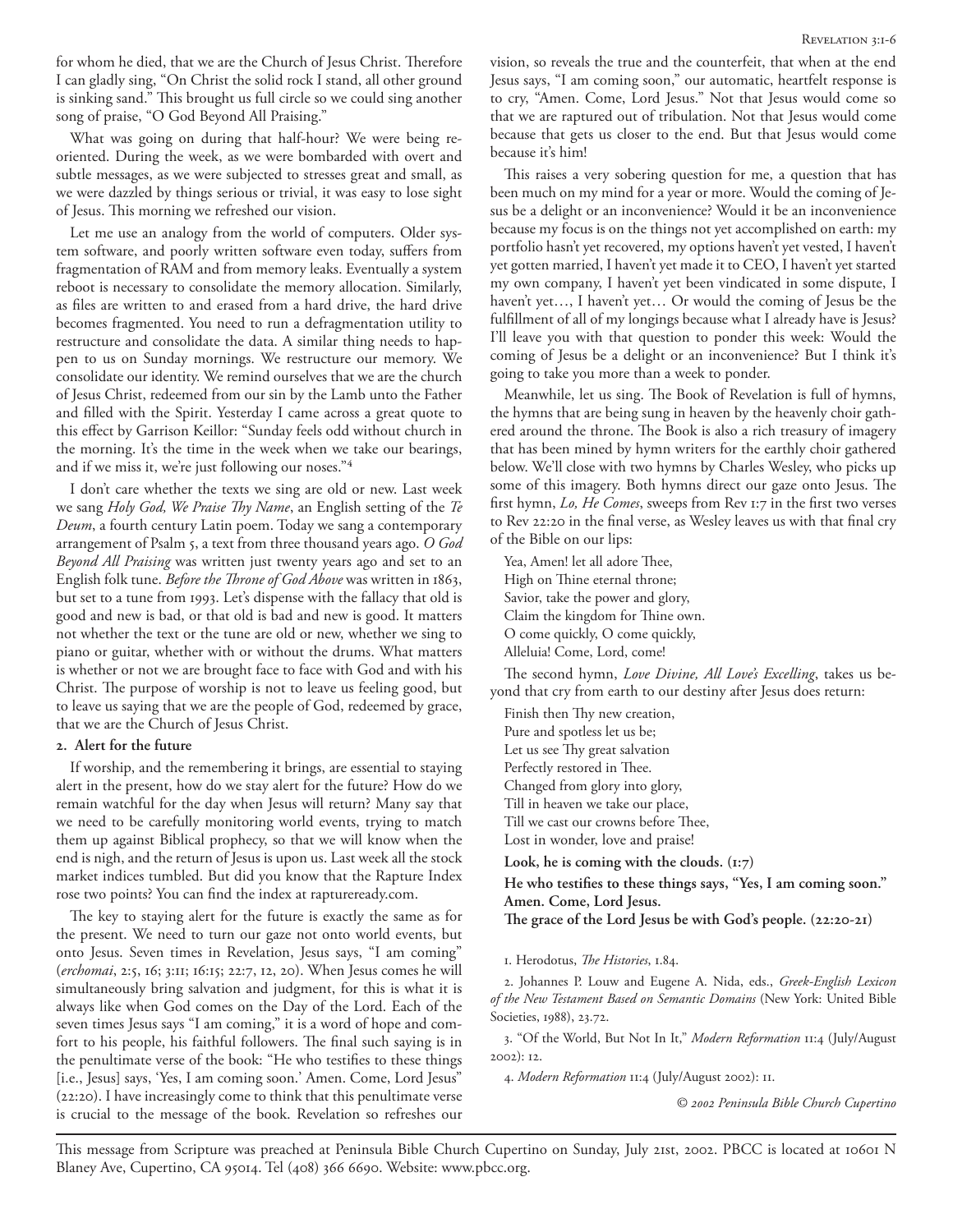for whom he died, that we are the Church of Jesus Christ. Therefore I can gladly sing, "On Christ the solid rock I stand, all other ground is sinking sand." This brought us full circle so we could sing another song of praise, "O God Beyond All Praising."

What was going on during that half-hour? We were being re-oriented. During the week, as we were bombarded with overt and subtle messages, as we were subjected to stresses great and small, as we were dazzled by things serious or trivial, it was easy to lose sight of Jesus. This morning we refreshed our vision.

Let me use an analogy from the world of computers. Older system software, and poorly written software even today, suffers from fragmentation of RAM and from memory leaks. Eventually a system reboot is necessary to consolidate the memory allocation. Similarly, as files are written to and erased from a hard drive, the hard drive becomes fragmented. You need to run a defragmentation utility to restructure and consolidate the data. A similar thing needs to happen to us on Sunday mornings. We restructure our memory. We consolidate our identity. We remind ourselves that we are the church of Jesus Christ, redeemed from our sin by the Lamb unto the Father and filled with the Spirit. Yesterday I came across a great quote to this effect by Garrison Keillor: "Sunday feels odd without church in the morning. It's the time in the week when we take our bearings, and if we miss it, we're just following our noses."[4]

I don't care whether the texts we sing are old or new. Last week we sang *Holy God, We Praise Thy Name*, an English setting of the *Te Deum*, a fourth century Latin poem. Today we sang a contemporary arrangement of Psalm 5, a text from three thousand years ago. *O God Beyond All Praising* was written just twenty years ago and set to an English folk tune. *Before the Throne of God Above* was written in 1863, but set to a tune from 1993. Let's dispense with the fallacy that old is good and new is bad, or that old is bad and new is good. It matters not whether the text or the tune are old or new, whether we sing to piano or guitar, whether with or without the drums. What matters is whether or not we are brought face to face with God and with his Christ. The purpose of worship is not to leave us feeling good, but to leave us saying that we are the people of God, redeemed by grace, that we are the Church of Jesus Christ.

**2. Alert for the future**

If worship, and the remembering it brings, are essential to staying alert in the present, how do we stay alert for the future? How do we remain watchful for the day when Jesus will return? Many say that we need to be carefully monitoring world events, trying to match them up against Biblical prophecy, so that we will know when the end is nigh, and the return of Jesus is upon us. Last week all the stock market indices tumbled. But did you know that the Rapture Index rose two points? You can find the index at raptureready.com.

The key to staying alert for the future is exactly the same as for the present. We need to turn our gaze not onto world events, but onto Jesus. Seven times in Revelation, Jesus says, "I am coming" (*erchomai*, 2:5, 16; 3:11; 16:15; 22:7, 12, 20). When Jesus comes he will simultaneously bring salvation and judgment, for this is what it is always like when God comes on the Day of the Lord. Each of the seven times Jesus says "I am coming," it is a word of hope and comfort to his people, his faithful followers. The final such saying is in the penultimate verse of the book: "He who testifies to these things [i.e., Jesus] says, 'Yes, I am coming soon.' Amen. Come, Lord Jesus" (22:20). I have increasingly come to think that this penultimate verse is crucial to the message of the book. Revelation so refreshes our vision, so reveals the true and the counterfeit, that when at the end Jesus says, "I am coming soon," our automatic, heartfelt response is to cry, "Amen. Come, Lord Jesus." Not that Jesus would come so that we are raptured out of tribulation. Not that Jesus would come because that gets us closer to the end. But that Jesus would come because it's him!

This raises a very sobering question for me, a question that has been much on my mind for a year or more. Would the coming of Jesus be a delight or an inconvenience? Would it be an inconvenience because my focus is on the things not yet accomplished on earth: my portfolio hasn't yet recovered, my options haven't yet vested, I haven't yet gotten married, I haven't yet made it to CEO, I haven't yet started my own company, I haven't yet been vindicated in some dispute, I haven't yet…, I haven't yet… Or would the coming of Jesus be the fulfillment of all of my longings because what I already have is Jesus? I'll leave you with that question to ponder this week: Would the coming of Jesus be a delight or an inconvenience? But I think it's going to take you more than a week to ponder.

Meanwhile, let us sing. The Book of Revelation is full of hymns, the hymns that are being sung in heaven by the heavenly choir gathered around the throne. The Book is also a rich treasury of imagery that has been mined by hymn writers for the earthly choir gathered below. We'll close with two hymns by Charles Wesley, who picks up some of this imagery. Both hymns direct our gaze onto Jesus. The first hymn, *Lo, He Comes*, sweeps from Rev 1:7 in the first two verses to Rev 22:20 in the final verse, as Wesley leaves us with that final cry of the Bible on our lips:

Yea, Amen! let all adore Thee,
High on Thine eternal throne;
Savior, take the power and glory,
Claim the kingdom for Thine own.
O come quickly, O come quickly,
Alleluia! Come, Lord, come!

The second hymn, *Love Divine, All Love's Excelling*, takes us beyond that cry from earth to our destiny after Jesus does return:

Finish then Thy new creation,
Pure and spotless let us be;
Let us see Thy great salvation
Perfectly restored in Thee.
Changed from glory into glory,
Till in heaven we take our place,
Till we cast our crowns before Thee,
Lost in wonder, love and praise!

**Look, he is coming with the clouds. (1:7)**

**He who testifies to these things says, "Yes, I am coming soon." Amen. Come, Lord Jesus.**
**The grace of the Lord Jesus be with God's people. (22:20-21)**

1. Herodotus, *The Histories*, 1.84.

2. Johannes P. Louw and Eugene A. Nida, eds., *Greek-English Lexicon of the New Testament Based on Semantic Domains* (New York: United Bible Societies, 1988), 23.72.

3. "Of the World, But Not In It," *Modern Reformation* 11:4 (July/August 2002): 12.

4. *Modern Reformation* 11:4 (July/August 2002): 11.

*© 2002 Peninsula Bible Church Cupertino*

This message from Scripture was preached at Peninsula Bible Church Cupertino on Sunday, July 21st, 2002. PBCC is located at 10601 N Blaney Ave, Cupertino, CA 95014. Tel (408) 366 6690. Website: www.pbcc.org.